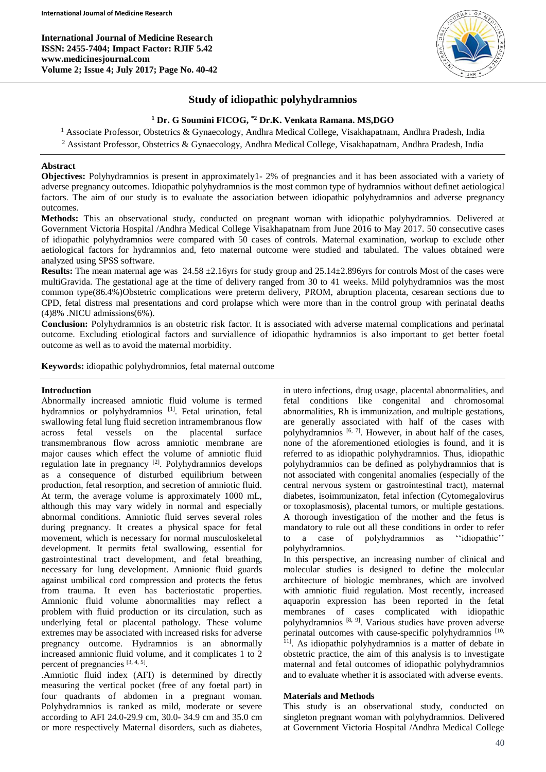# Study of idiopathic polyhydramnios

**[1] Dr. G Soumini FICOG, *[2] Dr.K. Venkata Ramana. MS,DGO**

[1] Associate Professor, Obstetrics & Gynaecology, Andhra Medical College, Visakhapatnam, Andhra Pradesh, India

[2] Assistant Professor, Obstetrics & Gynaecology, Andhra Medical College, Visakhapatnam, Andhra Pradesh, India

## Abstract

**Objectives:** Polyhydramnios is present in approximately1- 2% of pregnancies and it has been associated with a variety of adverse pregnancy outcomes. Idiopathic polyhydramnios is the most common type of hydramnios without definet aetiological factors. The aim of our study is to evaluate the association between idiopathic polyhydramnios and adverse pregnancy outcomes.

**Methods:** This an observational study, conducted on pregnant woman with idiopathic polyhydramnios. Delivered at Government Victoria Hospital /Andhra Medical College Visakhapatnam from June 2016 to May 2017. 50 consecutive cases of idiopathic polyhydramnios were compared with 50 cases of controls. Maternal examination, workup to exclude other aetiological factors for hydramnios and, feto maternal outcome were studied and tabulated. The values obtained were analyzed using SPSS software.

**Results:** The mean maternal age was 24.58 ±2.16yrs for study group and 25.14±2.896yrs for controls Most of the cases were multiGravida. The gestational age at the time of delivery ranged from 30 to 41 weeks. Mild polyhydramnios was the most common type(86.4%)Obstetric complications were preterm delivery, PROM, abruption placenta, cesarean sections due to CPD, fetal distress mal presentations and cord prolapse which were more than in the control group with perinatal deaths (4)8% .NICU admissions(6%).

**Conclusion:** Polyhydramnios is an obstetric risk factor. It is associated with adverse maternal complications and perinatal outcome. Excluding etiological factors and surviallence of idiopathic hydramnios is also important to get better foetal outcome as well as to avoid the maternal morbidity.

**Keywords:** idiopathic polyhydromnios, fetal maternal outcome

## Introduction

Abnormally increased amniotic fluid volume is termed hydramnios or polyhydramnios [1]. Fetal urination, fetal swallowing fetal lung fluid secretion intramembranous flow across fetal vessels on the placental surface transmembranous flow across amniotic membrane are major causes which effect the volume of amniotic fluid regulation late in pregnancy [2]. Polyhydramnios develops as a consequence of disturbed equilibrium between production, fetal resorption, and secretion of amniotic fluid. At term, the average volume is approximately 1000 mL, although this may vary widely in normal and especially abnormal conditions. Amniotic fluid serves several roles during pregnancy. It creates a physical space for fetal movement, which is necessary for normal musculoskeletal development. It permits fetal swallowing, essential for gastrointestinal tract development, and fetal breathing, necessary for lung development. Amnionic fluid guards against umbilical cord compression and protects the fetus from trauma. It even has bacteriostatic properties. Amnionic fluid volume abnormalities may reflect a problem with fluid production or its circulation, such as underlying fetal or placental pathology. These volume extremes may be associated with increased risks for adverse pregnancy outcome. Hydramnios is an abnormally increased amnionic fluid volume, and it complicates 1 to 2 percent of pregnancies [3, 4, 5].

.Amniotic fluid index (AFI) is determined by directly measuring the vertical pocket (free of any foetal part) in four quadrants of abdomen in a pregnant woman. Polyhydramnios is ranked as mild, moderate or severe according to AFI 24.0-29.9 cm, 30.0- 34.9 cm and 35.0 cm or more respectively Maternal disorders, such as diabetes, in utero infections, drug usage, placental abnormalities, and fetal conditions like congenital and chromosomal abnormalities, Rh is immunization, and multiple gestations, are generally associated with half of the cases with polyhydramnios [6, 7]. However, in about half of the cases, none of the aforementioned etiologies is found, and it is referred to as idiopathic polyhydramnios. Thus, idiopathic polyhydramnios can be defined as polyhydramnios that is not associated with congenital anomalies (especially of the central nervous system or gastrointestinal tract), maternal diabetes, isoimmunizaton, fetal infection (Cytomegalovirus or toxoplasmosis), placental tumors, or multiple gestations. A thorough investigation of the mother and the fetus is mandatory to rule out all these conditions in order to refer to a case of polyhydramnios as ''idiopathic'' polyhydramnios.

In this perspective, an increasing number of clinical and molecular studies is designed to define the molecular architecture of biologic membranes, which are involved with amniotic fluid regulation. Most recently, increased aquaporin expression has been reported in the fetal membranes of cases complicated with idiopathic polyhydramnios [8, 9]. Various studies have proven adverse perinatal outcomes with cause-specific polyhydramnios [10, 11]. As idiopathic polyhydramnios is a matter of debate in obstetric practice, the aim of this analysis is to investigate maternal and fetal outcomes of idiopathic polyhydramnios and to evaluate whether it is associated with adverse events.

## Materials and Methods

This study is an observational study, conducted on singleton pregnant woman with polyhydramnios. Delivered at Government Victoria Hospital /Andhra Medical College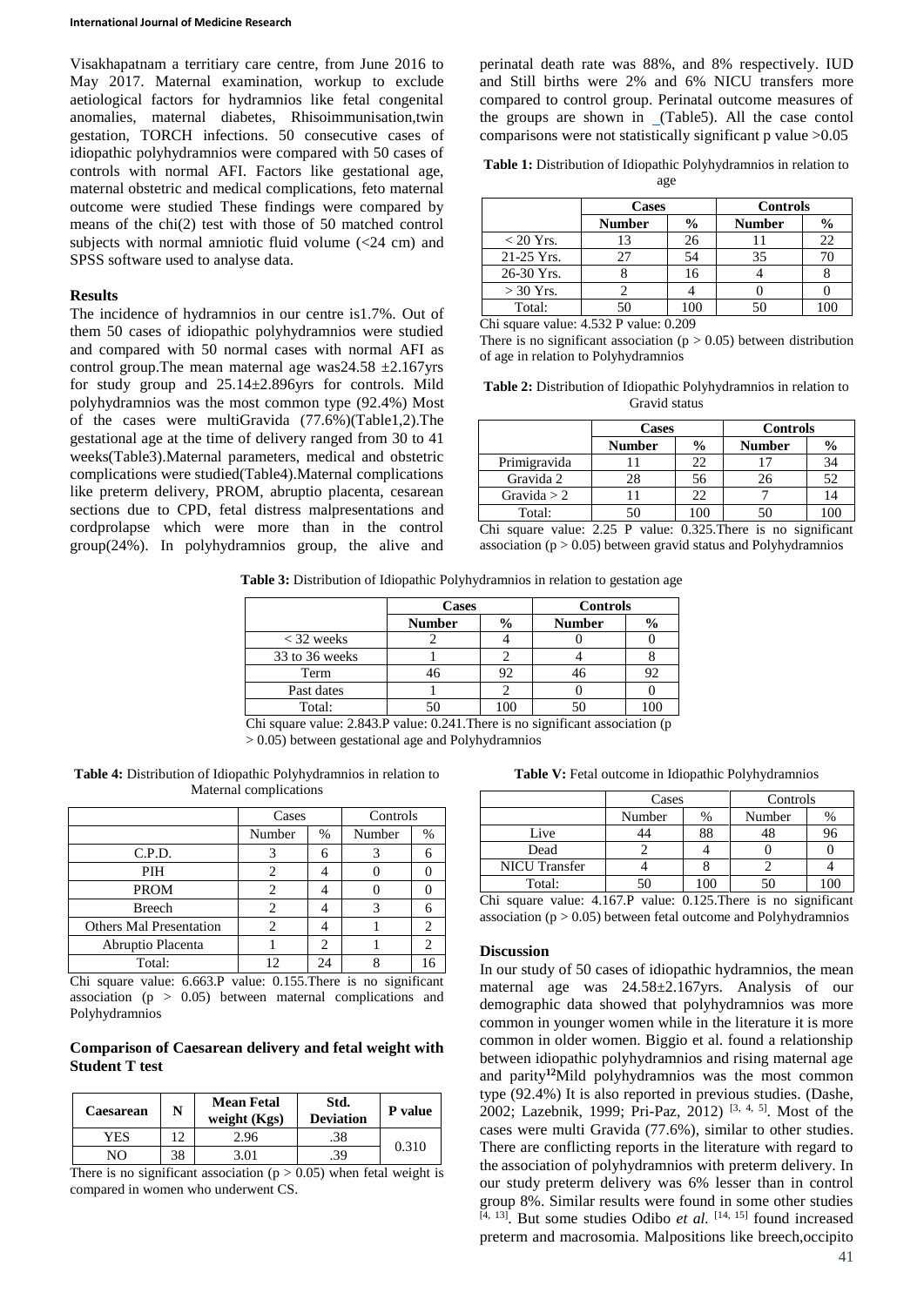Visakhapatnam a territiary care centre, from June 2016 to May 2017. Maternal examination, workup to exclude aetiological factors for hydramnios like fetal congenital anomalies, maternal diabetes, Rhisoimmunisation,twin gestation, TORCH infections. 50 consecutive cases of idiopathic polyhydramnios were compared with 50 cases of controls with normal AFI. Factors like gestational age, maternal obstetric and medical complications, feto maternal outcome were studied These findings were compared by means of the chi(2) test with those of 50 matched control subjects with normal amniotic fluid volume (<24 cm) and SPSS software used to analyse data.

### Results

The incidence of hydramnios in our centre is1.7%. Out of them 50 cases of idiopathic polyhydramnios were studied and compared with 50 normal cases with normal AFI as control group.The mean maternal age was24.58 ±2.167yrs for study group and 25.14±2.896yrs for controls. Mild polyhydramnios was the most common type (92.4%) Most of the cases were multiGravida (77.6%)(Table1,2).The gestational age at the time of delivery ranged from 30 to 41 weeks(Table3).Maternal parameters, medical and obstetric complications were studied(Table4).Maternal complications like preterm delivery, PROM, abruptio placenta, cesarean sections due to CPD, fetal distress malpresentations and cordprolapse which were more than in the control group(24%). In polyhydramnios group, the alive and perinatal death rate was 88%, and 8% respectively. IUD and Still births were 2% and 6% NICU transfers more compared to control group. Perinatal outcome measures of the groups are shown in _(Table5). All the case contol comparisons were not statistically significant p value >0.05

**Table 1:** Distribution of Idiopathic Polyhydramnios in relation to age

| | Cases | | Controls | |
|---|---|---|---|---|
| | **Number** | **%** | **Number** | **%** |
| < 20 Yrs. | 13 | 26 | 11 | 22 |
| 21-25 Yrs. | 27 | 54 | 35 | 70 |
| 26-30 Yrs. | 8 | 16 | 4 | 8 |
| > 30 Yrs. | 2 | 4 | 0 | 0 |
| Total: | 50 | 100 | 50 | 100 |

Chi square value: 4.532 P value: 0.209

There is no significant association ($p > 0.05$) between distribution of age in relation to Polyhydramnios

**Table 2:** Distribution of Idiopathic Polyhydramnios in relation to Gravid status

| | Cases | | Controls | |
|---|---|---|---|---|
| | **Number** | **%** | **Number** | **%** |
| Primigravida | 11 | 22 | 17 | 34 |
| Gravida 2 | 28 | 56 | 26 | 52 |
| Gravida > 2 | 11 | 22 | 7 | 14 |
| Total: | 50 | 100 | 50 | 100 |

Chi square value: 2.25 P value: 0.325.There is no significant association ($p > 0.05$) between gravid status and Polyhydramnios

**Table 3:** Distribution of Idiopathic Polyhydramnios in relation to gestation age

| | Cases | | Controls | |
|---|---|---|---|---|
| | **Number** | **%** | **Number** | **%** |
| < 32 weeks | 2 | 4 | 0 | 0 |
| 33 to 36 weeks | 1 | 2 | 4 | 8 |
| Term | 46 | 92 | 46 | 92 |
| Past dates | 1 | 2 | 0 | 0 |
| Total: | 50 | 100 | 50 | 100 |

Chi square value: 2.843.P value: 0.241.There is no significant association ($p > 0.05$) between gestational age and Polyhydramnios

**Table 4:** Distribution of Idiopathic Polyhydramnios in relation to Maternal complications

| | Cases | | Controls | |
|---|---|---|---|---|
| | Number | % | Number | % |
| C.P.D. | 3 | 6 | 3 | 6 |
| PIH | 2 | 4 | 0 | 0 |
| PROM | 2 | 4 | 0 | 0 |
| Breech | 2 | 4 | 3 | 6 |
| Others Mal Presentation | 2 | 4 | 1 | 2 |
| Abruptio Placenta | 1 | 2 | 1 | 2 |
| Total: | 12 | 24 | 8 | 16 |

Chi square value: 6.663.P value: 0.155.There is no significant association ($p > 0.05$) between maternal complications and Polyhydramnios

### Comparison of Caesarean delivery and fetal weight with Student T test

| Caesarean | N | Mean Fetal weight (Kgs) | Std. Deviation | P value |
|---|---|---|---|---|
| YES | 12 | 2.96 | .38 | 0.310 |
| NO | 38 | 3.01 | .39 | |

There is no significant association ($p > 0.05$) when fetal weight is compared in women who underwent CS.

**Table V:** Fetal outcome in Idiopathic Polyhydramnios

| | Cases | | Controls | |
|---|---|---|---|---|
| | Number | % | Number | % |
| Live | 44 | 88 | 48 | 96 |
| Dead | 2 | 4 | 0 | 0 |
| NICU Transfer | 4 | 8 | 2 | 4 |
| Total: | 50 | 100 | 50 | 100 |

Chi square value: 4.167.P value: 0.125.There is no significant association ($p > 0.05$) between fetal outcome and Polyhydramnios

### Discussion

In our study of 50 cases of idiopathic hydramnios, the mean maternal age was 24.58±2.167yrs. Analysis of our demographic data showed that polyhydramnios was more common in younger women while in the literature it is more common in older women. Biggio et al. found a relationship between idiopathic polyhydramnios and rising maternal age and parity**[12]**Mild polyhydramnios was the most common type (92.4%) It is also reported in previous studies. (Dashe, 2002; Lazebnik, 1999; Pri-Paz, 2012) [3, 4, 5]. Most of the cases were multi Gravida (77.6%), similar to other studies. There are conflicting reports in the literature with regard to the association of polyhydramnios with preterm delivery. In our study preterm delivery was 6% lesser than in control group 8%. Similar results were found in some other studies [4, 13]. But some studies Odibo *et al.* [14, 15] found increased preterm and macrosomia. Malpositions like breech,occipito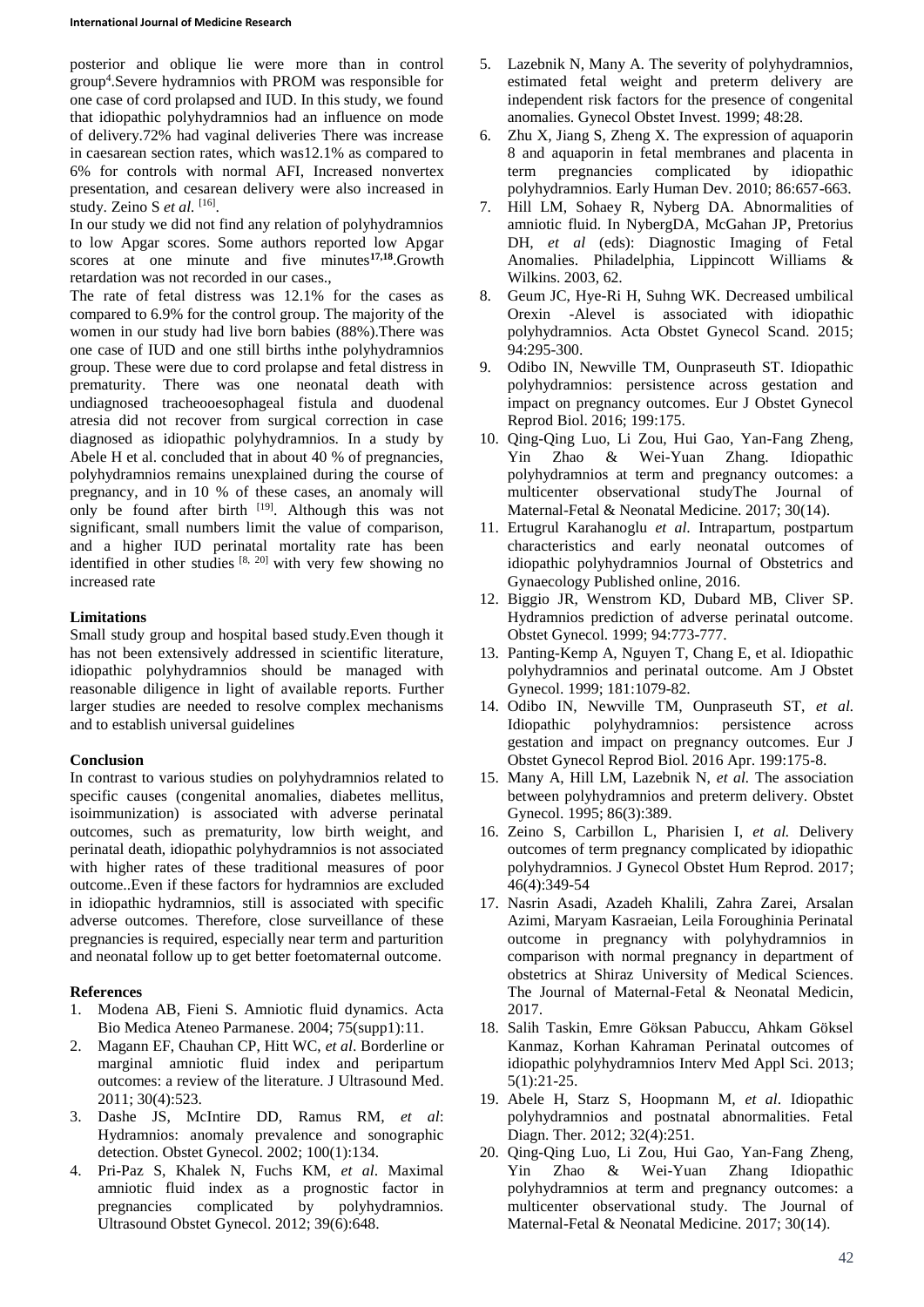posterior and oblique lie were more than in control group[4].Severe hydramnios with PROM was responsible for one case of cord prolapsed and IUD. In this study, we found that idiopathic polyhydramnios had an influence on mode of delivery.72% had vaginal deliveries There was increase in caesarean section rates, which was12.1% as compared to 6% for controls with normal AFI, Increased nonvertex presentation, and cesarean delivery were also increased in study. Zeino S *et al.* [16].

In our study we did not find any relation of polyhydramnios to low Apgar scores. Some authors reported low Apgar scores at one minute and five minutes[17,18].Growth retardation was not recorded in our cases.,

The rate of fetal distress was 12.1% for the cases as compared to 6.9% for the control group. The majority of the women in our study had live born babies (88%).There was one case of IUD and one still births inthe polyhydramnios group. These were due to cord prolapse and fetal distress in prematurity. There was one neonatal death with undiagnosed tracheooesophageal fistula and duodenal atresia did not recover from surgical correction in case diagnosed as idiopathic polyhydramnios. In a study by Abele H et al. concluded that in about 40 % of pregnancies, polyhydramnios remains unexplained during the course of pregnancy, and in 10 % of these cases, an anomaly will only be found after birth [19]. Although this was not significant, small numbers limit the value of comparison, and a higher IUD perinatal mortality rate has been identified in other studies [8, 20] with very few showing no increased rate

## Limitations

Small study group and hospital based study.Even though it has not been extensively addressed in scientific literature, idiopathic polyhydramnios should be managed with reasonable diligence in light of available reports. Further larger studies are needed to resolve complex mechanisms and to establish universal guidelines

## Conclusion

In contrast to various studies on polyhydramnios related to specific causes (congenital anomalies, diabetes mellitus, isoimmunization) is associated with adverse perinatal outcomes, such as prematurity, low birth weight, and perinatal death, idiopathic polyhydramnios is not associated with higher rates of these traditional measures of poor outcome..Even if these factors for hydramnios are excluded in idiopathic hydramnios, still is associated with specific adverse outcomes. Therefore, close surveillance of these pregnancies is required, especially near term and parturition and neonatal follow up to get better foetomaternal outcome.

## References

1. Modena AB, Fieni S. Amniotic fluid dynamics. Acta Bio Medica Ateneo Parmanese. 2004; 75(supp1):11.
2. Magann EF, Chauhan CP, Hitt WC, *et al*. Borderline or marginal amniotic fluid index and peripartum outcomes: a review of the literature. J Ultrasound Med. 2011; 30(4):523.
3. Dashe JS, McIntire DD, Ramus RM, *et al*: Hydramnios: anomaly prevalence and sonographic detection. Obstet Gynecol. 2002; 100(1):134.
4. Pri-Paz S, Khalek N, Fuchs KM, *et al*. Maximal amniotic fluid index as a prognostic factor in pregnancies complicated by polyhydramnios. Ultrasound Obstet Gynecol. 2012; 39(6):648.
5. Lazebnik N, Many A. The severity of polyhydramnios, estimated fetal weight and preterm delivery are independent risk factors for the presence of congenital anomalies. Gynecol Obstet Invest. 1999; 48:28.
6. Zhu X, Jiang S, Zheng X. The expression of aquaporin 8 and aquaporin in fetal membranes and placenta in term pregnancies complicated by idiopathic polyhydramnios. Early Human Dev. 2010; 86:657-663.
7. Hill LM, Sohaey R, Nyberg DA. Abnormalities of amniotic fluid. In NybergDA, McGahan JP, Pretorius DH, *et al* (eds): Diagnostic Imaging of Fetal Anomalies. Philadelphia, Lippincott Williams & Wilkins. 2003, 62.
8. Geum JC, Hye-Ri H, Suhng WK. Decreased umbilical Orexin -Alevel is associated with idiopathic polyhydramnios. Acta Obstet Gynecol Scand. 2015; 94:295-300.
9. Odibo IN, Newville TM, Ounpraseuth ST. Idiopathic polyhydramnios: persistence across gestation and impact on pregnancy outcomes. Eur J Obstet Gynecol Reprod Biol. 2016; 199:175.
10. Qing-Qing Luo, Li Zou, Hui Gao, Yan-Fang Zheng, Yin Zhao & Wei-Yuan Zhang. Idiopathic polyhydramnios at term and pregnancy outcomes: a multicenter observational studyThe Journal of Maternal-Fetal & Neonatal Medicine. 2017; 30(14).
11. Ertugrul Karahanoglu *et al.* Intrapartum, postpartum characteristics and early neonatal outcomes of idiopathic polyhydramnios Journal of Obstetrics and Gynaecology Published online, 2016.
12. Biggio JR, Wenstrom KD, Dubard MB, Cliver SP. Hydramnios prediction of adverse perinatal outcome. Obstet Gynecol. 1999; 94:773-777.
13. Panting-Kemp A, Nguyen T, Chang E, et al. Idiopathic polyhydramnios and perinatal outcome. Am J Obstet Gynecol. 1999; 181:1079-82.
14. Odibo IN, Newville TM, Ounpraseuth ST, *et al.* Idiopathic polyhydramnios: persistence across gestation and impact on pregnancy outcomes. Eur J Obstet Gynecol Reprod Biol. 2016 Apr. 199:175-8.
15. Many A, Hill LM, Lazebnik N, *et al.* The association between polyhydramnios and preterm delivery. Obstet Gynecol. 1995; 86(3):389.
16. Zeino S, Carbillon L, Pharisien I, *et al.* Delivery outcomes of term pregnancy complicated by idiopathic polyhydramnios. J Gynecol Obstet Hum Reprod. 2017; 46(4):349-54
17. Nasrin Asadi, Azadeh Khalili, Zahra Zarei, Arsalan Azimi, Maryam Kasraeian, Leila Foroughinia Perinatal outcome in pregnancy with polyhydramnios in comparison with normal pregnancy in department of obstetrics at Shiraz University of Medical Sciences. The Journal of Maternal-Fetal & Neonatal Medicin, 2017.
18. Salih Taskin, Emre Göksan Pabuccu, Ahkam Göksel Kanmaz, Korhan Kahraman Perinatal outcomes of idiopathic polyhydramnios Interv Med Appl Sci. 2013; 5(1):21-25.
19. Abele H, Starz S, Hoopmann M, *et al*. Idiopathic polyhydramnios and postnatal abnormalities. Fetal Diagn. Ther. 2012; 32(4):251.
20. Qing-Qing Luo, Li Zou, Hui Gao, Yan-Fang Zheng, Yin Zhao & Wei-Yuan Zhang Idiopathic polyhydramnios at term and pregnancy outcomes: a multicenter observational study. The Journal of Maternal-Fetal & Neonatal Medicine. 2017; 30(14).